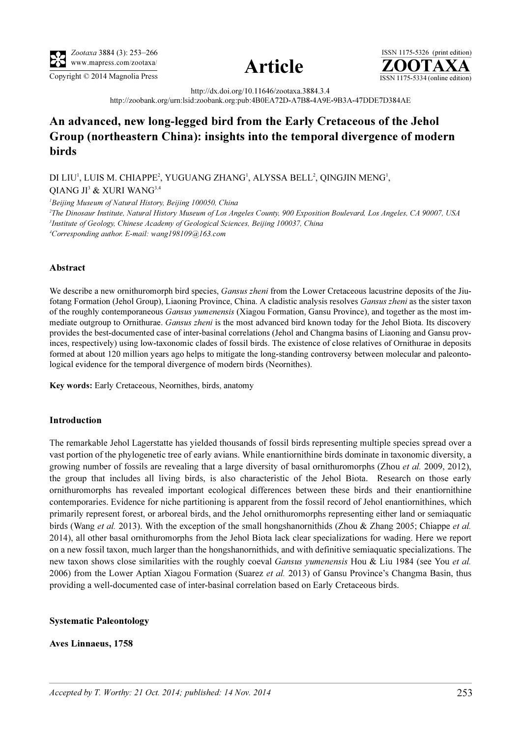http://dx.doi.org/10.11646/zootaxa.3884.3.4

http://zoobank.org/urn:lsid:zoobank.org:pub:4B0EA72D-A7B8-4A9E-9B3A-47DDE7D384AE

# An advanced, new long-legged bird from the Early Cretaceous of the Jehol Group (northeastern China): insights into the temporal divergence of modern birds

DI LIU[1], LUIS M. CHIAPPE[2], YUGUANG ZHANG[1], ALYSSA BELL[2], QINGJIN MENG[1], QIANG JI[3] & XURI WANG[3,4]

[1]*Beijing Museum of Natural History, Beijing 100050, China*

[2]*The Dinosaur Institute, Natural History Museum of Los Angeles County, 900 Exposition Boulevard, Los Angeles, CA 90007, USA*

[3]*Institute of Geology, Chinese Academy of Geological Sciences, Beijing 100037, China*

[4]*Corresponding author. E-mail: wang198109@163.com*

## Abstract

We describe a new ornithuromorph bird species, *Gansus zheni* from the Lower Cretaceous lacustrine deposits of the Jiufotang Formation (Jehol Group), Liaoning Province, China. A cladistic analysis resolves *Gansus zheni* as the sister taxon of the roughly contemporaneous *Gansus yumenensis* (Xiagou Formation, Gansu Province), and together as the most immediate outgroup to Ornithurae. *Gansus zheni* is the most advanced bird known today for the Jehol Biota. Its discovery provides the best-documented case of inter-basinal correlations (Jehol and Changma basins of Liaoning and Gansu provinces, respectively) using low-taxonomic clades of fossil birds. The existence of close relatives of Ornithurae in deposits formed at about 120 million years ago helps to mitigate the long-standing controversy between molecular and paleontological evidence for the temporal divergence of modern birds (Neornithes).

**Key words:** Early Cretaceous, Neornithes, birds, anatomy

## Introduction

The remarkable Jehol Lagerstatte has yielded thousands of fossil birds representing multiple species spread over a vast portion of the phylogenetic tree of early avians. While enantiornithine birds dominate in taxonomic diversity, a growing number of fossils are revealing that a large diversity of basal ornithuromorphs (Zhou *et al.* 2009, 2012), the group that includes all living birds, is also characteristic of the Jehol Biota. Research on those early ornithuromorphs has revealed important ecological differences between these birds and their enantiornithine contemporaries. Evidence for niche partitioning is apparent from the fossil record of Jehol enantiornithines, which primarily represent forest, or arboreal birds, and the Jehol ornithuromorphs representing either land or semiaquatic birds (Wang *et al.* 2013). With the exception of the small hongshanornithids (Zhou & Zhang 2005; Chiappe *et al.* 2014), all other basal ornithuromorphs from the Jehol Biota lack clear specializations for wading. Here we report on a new fossil taxon, much larger than the hongshanornithids, and with definitive semiaquatic specializations. The new taxon shows close similarities with the roughly coeval *Gansus yumenensis* Hou & Liu 1984 (see You *et al.* 2006) from the Lower Aptian Xiagou Formation (Suarez *et al.* 2013) of Gansu Province's Changma Basin, thus providing a well-documented case of inter-basinal correlation based on Early Cretaceous birds.

## Systematic Paleontology

**Aves Linnaeus, 1758**

*Accepted by T. Worthy: 21 Oct. 2014; published: 14 Nov. 2014*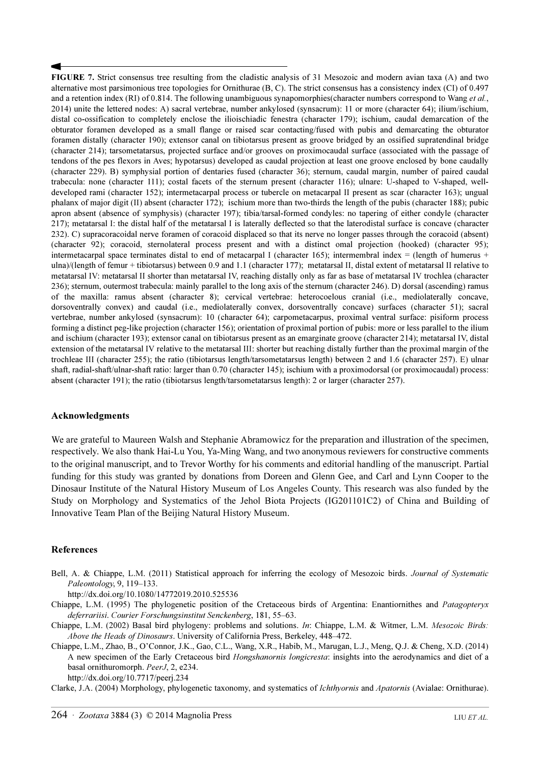**FIGURE 7.** Strict consensus tree resulting from the cladistic analysis of 31 Mesozoic and modern avian taxa (A) and two alternative most parsimonious tree topologies for Ornithurae (B, C). The strict consensus has a consistency index (CI) of 0.497 and a retention index (RI) of 0.814. The following unambiguous synapomorphies(character numbers correspond to Wang *et al.*, 2014) unite the lettered nodes: A) sacral vertebrae, number ankylosed (synsacrum): 11 or more (character 64); ilium/ischium, distal co-ossification to completely enclose the ilioischiadic fenestra (character 179); ischium, caudal demarcation of the obturator foramen developed as a small flange or raised scar contacting/fused with pubis and demarcating the obturator foramen distally (character 190); extensor canal on tibiotarsus present as groove bridged by an ossified supratendinal bridge (character 214); tarsometatarsus, projected surface and/or grooves on proximocaudal surface (associated with the passage of tendons of the pes flexors in Aves; hypotarsus) developed as caudal projection at least one groove enclosed by bone caudally (character 229). B) symphysial portion of dentaries fused (character 36); sternum, caudal margin, number of paired caudal trabecula: none (character 111); costal facets of the sternum present (character 116); ulnare: U-shaped to V-shaped, well-developed rami (character 152); intermetacarpal process or tubercle on metacarpal II present as scar (character 163); ungual phalanx of major digit (II) absent (character 172); ischium more than two-thirds the length of the pubis (character 188); pubic apron absent (absence of symphysis) (character 197); tibia/tarsal-formed condyles: no tapering of either condyle (character 217); metatarsal I: the distal half of the metatarsal I is laterally deflected so that the laterodistal surface is concave (character 232). C) supracoracoidal nerve foramen of coracoid displaced so that its nerve no longer passes through the coracoid (absent) (character 92); coracoid, sternolateral process present and with a distinct omal projection (hooked) (character 95); intermetacarpal space terminates distal to end of metacarpal I (character 165); intermembral index = (length of humerus + ulna)/(length of femur + tibiotarsus) between 0.9 and 1.1 (character 177); metatarsal II, distal extent of metatarsal II relative to metatarsal IV: metatarsal II shorter than metatarsal IV, reaching distally only as far as base of metatarsal IV trochlea (character 236); sternum, outermost trabecula: mainly parallel to the long axis of the sternum (character 246). D) dorsal (ascending) ramus of the maxilla: ramus absent (character 8); cervical vertebrae: heterocoelous cranial (i.e., mediolaterally concave, dorsoventrally convex) and caudal (i.e., mediolaterally convex, dorsoventrally concave) surfaces (character 51); sacral vertebrae, number ankylosed (synsacrum): 10 (character 64); carpometacarpus, proximal ventral surface: pisiform process forming a distinct peg-like projection (character 156); orientation of proximal portion of pubis: more or less parallel to the ilium and ischium (character 193); extensor canal on tibiotarsus present as an emarginate groove (character 214); metatarsal IV, distal extension of the metatarsal IV relative to the metatarsal III: shorter but reaching distally further than the proximal margin of the trochleae III (character 255); the ratio (tibiotarsus length/tarsometatarsus length) between 2 and 1.6 (character 257). E) ulnar shaft, radial-shaft/ulnar-shaft ratio: larger than 0.70 (character 145); ischium with a proximodorsal (or proximocaudal) process: absent (character 191); the ratio (tibiotarsus length/tarsometatarsus length): 2 or larger (character 257).

## Acknowledgments

We are grateful to Maureen Walsh and Stephanie Abramowicz for the preparation and illustration of the specimen, respectively. We also thank Hai-Lu You, Ya-Ming Wang, and two anonymous reviewers for constructive comments to the original manuscript, and to Trevor Worthy for his comments and editorial handling of the manuscript. Partial funding for this study was granted by donations from Doreen and Glenn Gee, and Carl and Lynn Cooper to the Dinosaur Institute of the Natural History Museum of Los Angeles County. This research was also funded by the Study on Morphology and Systematics of the Jehol Biota Projects (IG201101C2) of China and Building of Innovative Team Plan of the Beijing Natural History Museum.

## References

Bell, A. & Chiappe, L.M. (2011) Statistical approach for inferring the ecology of Mesozoic birds. *Journal of Systematic Paleontology*, 9, 119–133.
http://dx.doi.org/10.1080/14772019.2010.525536

Chiappe, L.M. (1995) The phylogenetic position of the Cretaceous birds of Argentina: Enantiornithes and *Patagopteryx deferrariisi*. *Courier Forschungsinstitut Senckenberg*, 181, 55–63.

Chiappe, L.M. (2002) Basal bird phylogeny: problems and solutions. *In*: Chiappe, L.M. & Witmer, L.M. *Mesozoic Birds: Above the Heads of Dinosaurs*. University of California Press, Berkeley, 448–472.

Chiappe, L.M., Zhao, B., O'Connor, J.K., Gao, C.L., Wang, X.R., Habib, M., Marugan, L.J., Meng, Q.J. & Cheng, X.D. (2014) A new specimen of the Early Cretaceous bird *Hongshanornis longicresta*: insights into the aerodynamics and diet of a basal ornithuromorph. *PeerJ*, 2, e234.
http://dx.doi.org/10.7717/peerj.234

Clarke, J.A. (2004) Morphology, phylogenetic taxonomy, and systematics of *Ichthyornis* and *Apatornis* (Avialae: Ornithurae).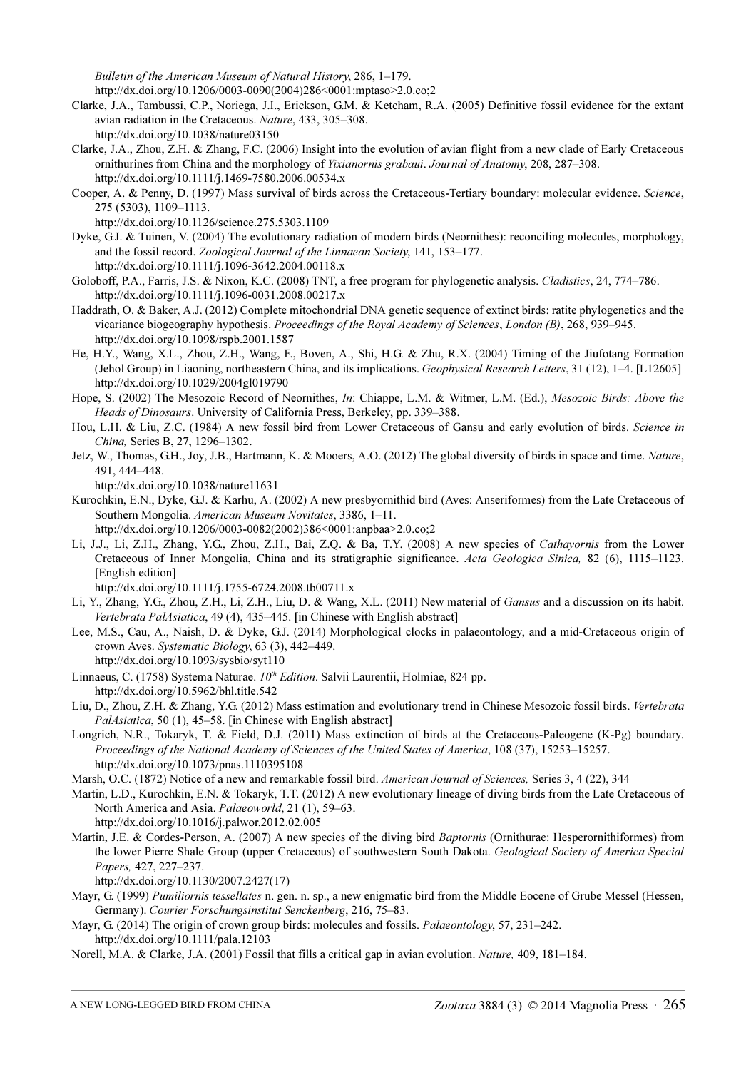*Bulletin of the American Museum of Natural History*, 286, 1–179.
http://dx.doi.org/10.1206/0003-0090(2004)286<0001:mptaso>2.0.co;2

Clarke, J.A., Tambussi, C.P., Noriega, J.I., Erickson, G.M. & Ketcham, R.A. (2005) Definitive fossil evidence for the extant avian radiation in the Cretaceous. *Nature*, 433, 305–308.
http://dx.doi.org/10.1038/nature03150

Clarke, J.A., Zhou, Z.H. & Zhang, F.C. (2006) Insight into the evolution of avian flight from a new clade of Early Cretaceous ornithurines from China and the morphology of *Yixianornis grabaui*. *Journal of Anatomy*, 208, 287–308.
http://dx.doi.org/10.1111/j.1469-7580.2006.00534.x

Cooper, A. & Penny, D. (1997) Mass survival of birds across the Cretaceous-Tertiary boundary: molecular evidence. *Science*, 275 (5303), 1109–1113.
http://dx.doi.org/10.1126/science.275.5303.1109

Dyke, G.J. & Tuinen, V. (2004) The evolutionary radiation of modern birds (Neornithes): reconciling molecules, morphology, and the fossil record. *Zoological Journal of the Linnaean Society*, 141, 153–177.
http://dx.doi.org/10.1111/j.1096-3642.2004.00118.x

Goloboff, P.A., Farris, J.S. & Nixon, K.C. (2008) TNT, a free program for phylogenetic analysis. *Cladistics*, 24, 774–786.
http://dx.doi.org/10.1111/j.1096-0031.2008.00217.x

Haddrath, O. & Baker, A.J. (2012) Complete mitochondrial DNA genetic sequence of extinct birds: ratite phylogenetics and the vicariance biogeography hypothesis. *Proceedings of the Royal Academy of Sciences*, *London (B)*, 268, 939–945.
http://dx.doi.org/10.1098/rspb.2001.1587

He, H.Y., Wang, X.L., Zhou, Z.H., Wang, F., Boven, A., Shi, H.G. & Zhu, R.X. (2004) Timing of the Jiufotang Formation (Jehol Group) in Liaoning, northeastern China, and its implications. *Geophysical Research Letters*, 31 (12), 1–4. [L12605]
http://dx.doi.org/10.1029/2004gl019790

Hope, S. (2002) The Mesozoic Record of Neornithes, *In*: Chiappe, L.M. & Witmer, L.M. (Ed.), *Mesozoic Birds: Above the Heads of Dinosaurs*. University of California Press, Berkeley, pp. 339–388.

Hou, L.H. & Liu, Z.C. (1984) A new fossil bird from Lower Cretaceous of Gansu and early evolution of birds. *Science in China,* Series B, 27, 1296–1302.

Jetz, W., Thomas, G.H., Joy, J.B., Hartmann, K. & Mooers, A.O. (2012) The global diversity of birds in space and time. *Nature*, 491, 444–448.
http://dx.doi.org/10.1038/nature11631

Kurochkin, E.N., Dyke, G.J. & Karhu, A. (2002) A new presbyornithid bird (Aves: Anseriformes) from the Late Cretaceous of Southern Mongolia. *American Museum Novitates*, 3386, 1–11.
http://dx.doi.org/10.1206/0003-0082(2002)386<0001:anpbaa>2.0.co;2

Li, J.J., Li, Z.H., Zhang, Y.G., Zhou, Z.H., Bai, Z.Q. & Ba, T.Y. (2008) A new species of *Cathayornis* from the Lower Cretaceous of Inner Mongolia, China and its stratigraphic significance. *Acta Geologica Sinica,* 82 (6), 1115–1123. [English edition]
http://dx.doi.org/10.1111/j.1755-6724.2008.tb00711.x

Li, Y., Zhang, Y.G., Zhou, Z.H., Li, Z.H., Liu, D. & Wang, X.L. (2011) New material of *Gansus* and a discussion on its habit. *Vertebrata PalAsiatica*, 49 (4), 435–445. [in Chinese with English abstract]

Lee, M.S., Cau, A., Naish, D. & Dyke, G.J. (2014) Morphological clocks in palaeontology, and a mid-Cretaceous origin of crown Aves. *Systematic Biology*, 63 (3), 442–449.
http://dx.doi.org/10.1093/sysbio/syt110

Linnaeus, C. (1758) Systema Naturae. *10th Edition*. Salvii Laurentii, Holmiae, 824 pp.
http://dx.doi.org/10.5962/bhl.title.542

Liu, D., Zhou, Z.H. & Zhang, Y.G. (2012) Mass estimation and evolutionary trend in Chinese Mesozoic fossil birds. *Vertebrata PalAsiatica*, 50 (1), 45–58. [in Chinese with English abstract]

Longrich, N.R., Tokaryk, T. & Field, D.J. (2011) Mass extinction of birds at the Cretaceous-Paleogene (K-Pg) boundary. *Proceedings of the National Academy of Sciences of the United States of America*, 108 (37), 15253–15257.
http://dx.doi.org/10.1073/pnas.1110395108

Marsh, O.C. (1872) Notice of a new and remarkable fossil bird. *American Journal of Sciences,* Series 3, 4 (22), 344

Martin, L.D., Kurochkin, E.N. & Tokaryk, T.T. (2012) A new evolutionary lineage of diving birds from the Late Cretaceous of North America and Asia. *Palaeoworld*, 21 (1), 59–63.
http://dx.doi.org/10.1016/j.palwor.2012.02.005

Martin, J.E. & Cordes-Person, A. (2007) A new species of the diving bird *Baptornis* (Ornithurae: Hesperornithiformes) from the lower Pierre Shale Group (upper Cretaceous) of southwestern South Dakota. *Geological Society of America Special Papers,* 427, 227–237.
http://dx.doi.org/10.1130/2007.2427(17)

Mayr, G. (1999) *Pumiliornis tessellates* n. gen. n. sp., a new enigmatic bird from the Middle Eocene of Grube Messel (Hessen, Germany). *Courier Forschungsinstitut Senckenberg*, 216, 75–83.

Mayr, G. (2014) The origin of crown group birds: molecules and fossils. *Palaeontology*, 57, 231–242.
http://dx.doi.org/10.1111/pala.12103

Norell, M.A. & Clarke, J.A. (2001) Fossil that fills a critical gap in avian evolution. *Nature,* 409, 181–184.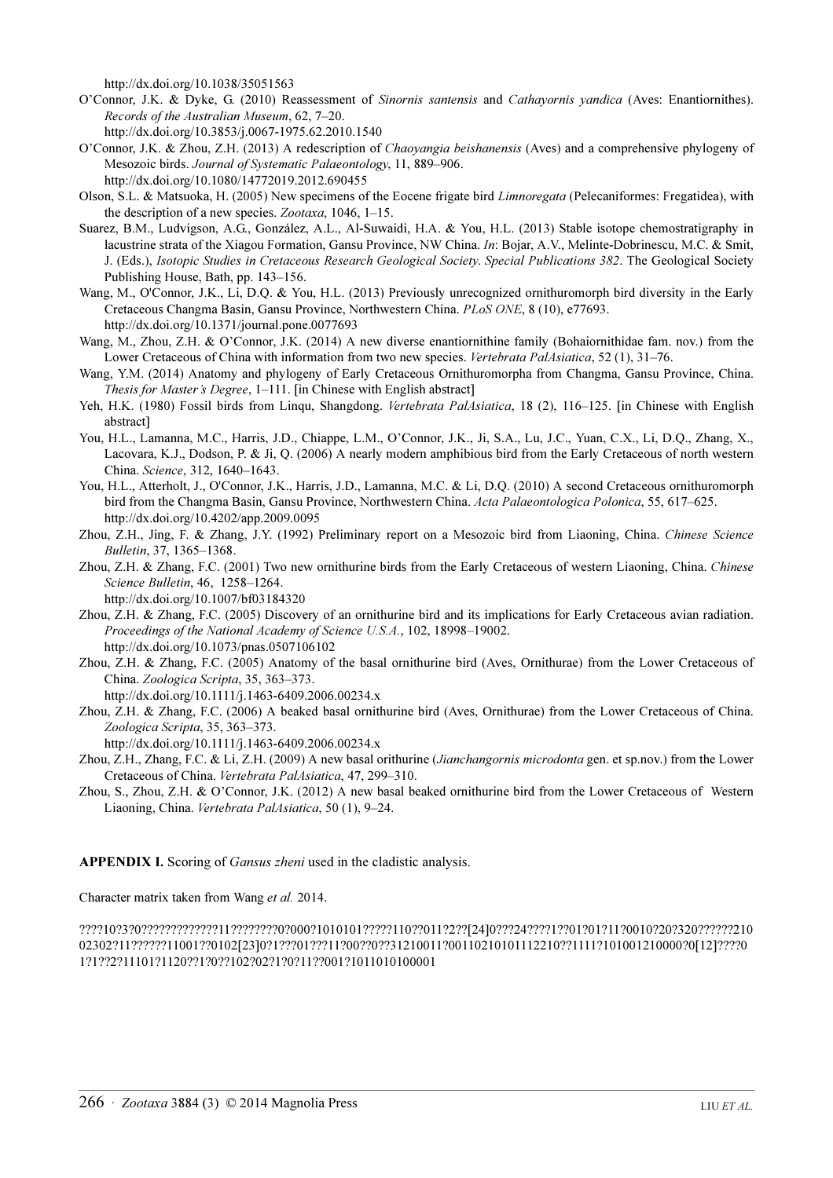http://dx.doi.org/10.1038/35051563

O'Connor, J.K. & Dyke, G. (2010) Reassessment of *Sinornis santensis* and *Cathayornis yandica* (Aves: Enantiornithes). *Records of the Australian Museum*, 62, 7–20.
http://dx.doi.org/10.3853/j.0067-1975.62.2010.1540

O'Connor, J.K. & Zhou, Z.H. (2013) A redescription of *Chaoyangia beishanensis* (Aves) and a comprehensive phylogeny of Mesozoic birds. *Journal of Systematic Palaeontology*, 11, 889–906.
http://dx.doi.org/10.1080/14772019.2012.690455

Olson, S.L. & Matsuoka, H. (2005) New specimens of the Eocene frigate bird *Limnoregata* (Pelecaniformes: Fregatidea), with the description of a new species. *Zootaxa*, 1046, 1–15.

Suarez, B.M., Ludvigson, A.G., González, A.L., Al-Suwaidi, H.A. & You, H.L. (2013) Stable isotope chemostratigraphy in lacustrine strata of the Xiagou Formation, Gansu Province, NW China. *In*: Bojar, A.V., Melinte-Dobrinescu, M.C. & Smit, J. (Eds.), *Isotopic Studies in Cretaceous Research Geological Society. Special Publications 382*. The Geological Society Publishing House, Bath, pp. 143–156.

Wang, M., O'Connor, J.K., Li, D.Q. & You, H.L. (2013) Previously unrecognized ornithuromorph bird diversity in the Early Cretaceous Changma Basin, Gansu Province, Northwestern China. *PLoS ONE*, 8 (10), e77693.
http://dx.doi.org/10.1371/journal.pone.0077693

Wang, M., Zhou, Z.H. & O'Connor, J.K. (2014) A new diverse enantiornithine family (Bohaiornithidae fam. nov.) from the Lower Cretaceous of China with information from two new species. *Vertebrata PalAsiatica*, 52 (1), 31–76.

Wang, Y.M. (2014) Anatomy and phylogeny of Early Cretaceous Ornithuromorpha from Changma, Gansu Province, China. *Thesis for Master's Degree*, 1–111. [in Chinese with English abstract]

Yeh, H.K. (1980) Fossil birds from Linqu, Shangdong. *Vertebrata PalAsiatica*, 18 (2), 116–125. [in Chinese with English abstract]

You, H.L., Lamanna, M.C., Harris, J.D., Chiappe, L.M., O'Connor, J.K., Ji, S.A., Lu, J.C., Yuan, C.X., Li, D.Q., Zhang, X., Lacovara, K.J., Dodson, P. & Ji, Q. (2006) A nearly modern amphibious bird from the Early Cretaceous of north western China. *Science*, 312, 1640–1643.

You, H.L., Atterholt, J., O'Connor, J.K., Harris, J.D., Lamanna, M.C. & Li, D.Q. (2010) A second Cretaceous ornithuromorph bird from the Changma Basin, Gansu Province, Northwestern China. *Acta Palaeontologica Polonica*, 55, 617–625.
http://dx.doi.org/10.4202/app.2009.0095

Zhou, Z.H., Jing, F. & Zhang, J.Y. (1992) Preliminary report on a Mesozoic bird from Liaoning, China. *Chinese Science Bulletin*, 37, 1365–1368.

Zhou, Z.H. & Zhang, F.C. (2001) Two new ornithurine birds from the Early Cretaceous of western Liaoning, China. *Chinese Science Bulletin*, 46, 1258–1264.
http://dx.doi.org/10.1007/bf03184320

Zhou, Z.H. & Zhang, F.C. (2005) Discovery of an ornithurine bird and its implications for Early Cretaceous avian radiation. *Proceedings of the National Academy of Science U.S.A.*, 102, 18998–19002.
http://dx.doi.org/10.1073/pnas.0507106102

Zhou, Z.H. & Zhang, F.C. (2005) Anatomy of the basal ornithurine bird (Aves, Ornithurae) from the Lower Cretaceous of China. *Zoologica Scripta*, 35, 363–373.
http://dx.doi.org/10.1111/j.1463-6409.2006.00234.x

Zhou, Z.H. & Zhang, F.C. (2006) A beaked basal ornithurine bird (Aves, Ornithurae) from the Lower Cretaceous of China. *Zoologica Scripta*, 35, 363–373.
http://dx.doi.org/10.1111/j.1463-6409.2006.00234.x

Zhou, Z.H., Zhang, F.C. & Li, Z.H. (2009) A new basal orithurine (*Jianchangornis microdonta* gen. et sp.nov.) from the Lower Cretaceous of China. *Vertebrata PalAsiatica*, 47, 299–310.

Zhou, S., Zhou, Z.H. & O'Connor, J.K. (2012) A new basal beaked ornithurine bird from the Lower Cretaceous of Western Liaoning, China. *Vertebrata PalAsiatica*, 50 (1), 9–24.

**APPENDIX I.** Scoring of *Gansus zheni* used in the cladistic analysis.

Character matrix taken from Wang *et al.* 2014.

????10?3?0?????????????11????????0?000?1010101?????110??011?2??[24]0???24????1??01?01?11?0010?20?320??????210 02302?11??????11001??0102[23]0?1???01???11?00??0??31210011?0011021010111221 0??1111?101001210000?0[12]????0 1?1??2?11101?1120??1?0??102?02?1?0?11??001?1011010100001